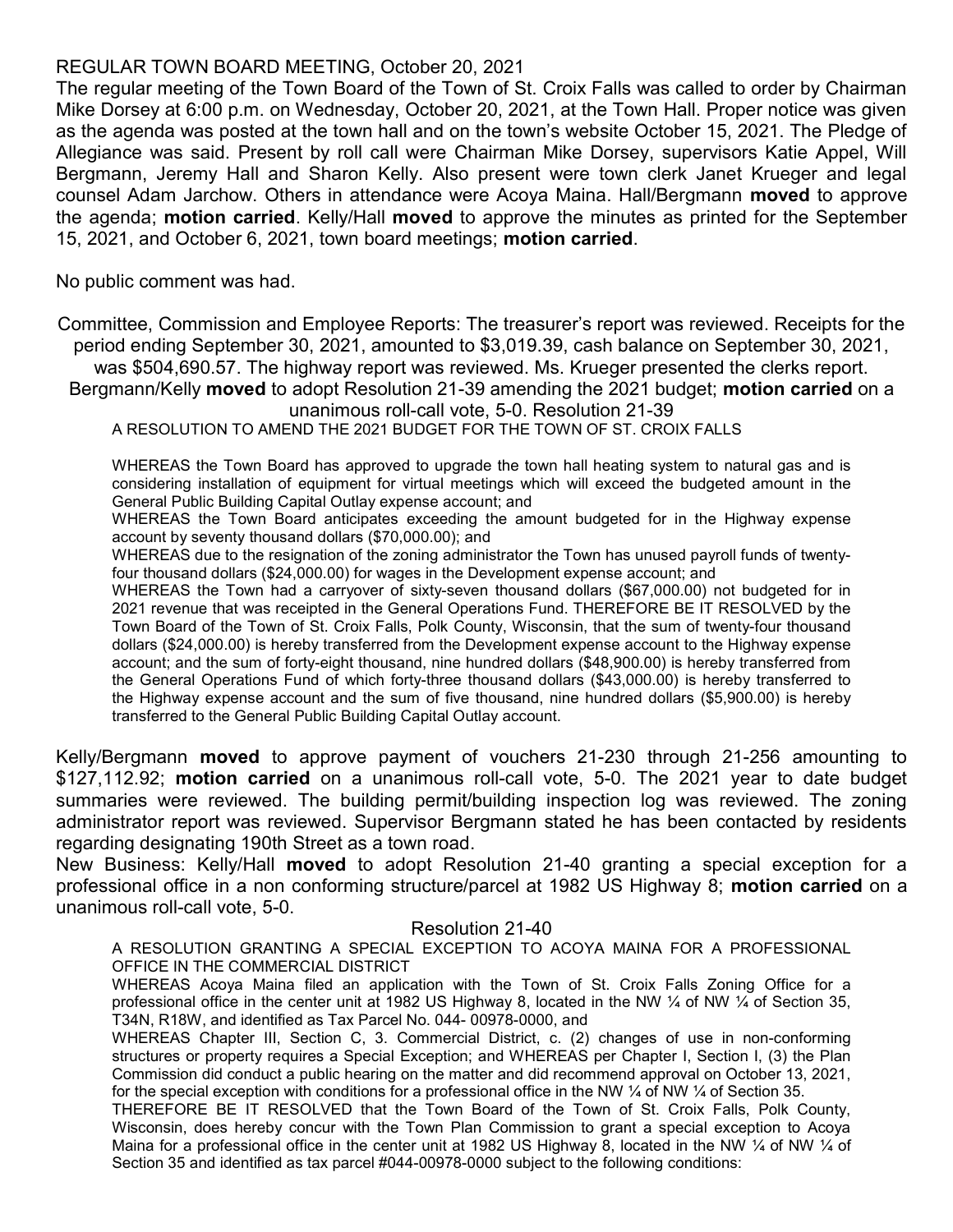REGULAR TOWN BOARD MEETING, October 20, 2021

The regular meeting of the Town Board of the Town of St. Croix Falls was called to order by Chairman Mike Dorsey at 6:00 p.m. on Wednesday, October 20, 2021, at the Town Hall. Proper notice was given as the agenda was posted at the town hall and on the town's website October 15, 2021. The Pledge of Allegiance was said. Present by roll call were Chairman Mike Dorsey, supervisors Katie Appel, Will Bergmann, Jeremy Hall and Sharon Kelly. Also present were town clerk Janet Krueger and legal counsel Adam Jarchow. Others in attendance were Acoya Maina. Hall/Bergmann **moved** to approve the agenda; **motion carried**. Kelly/Hall **moved** to approve the minutes as printed for the September 15, 2021, and October 6, 2021, town board meetings; **motion carried**.

No public comment was had.

Committee, Commission and Employee Reports: The treasurer's report was reviewed. Receipts for the period ending September 30, 2021, amounted to $3,019.39, cash balance on September 30, 2021, was $504,690.57. The highway report was reviewed. Ms. Krueger presented the clerks report. Bergmann/Kelly **moved** to adopt Resolution 21-39 amending the 2021 budget; **motion carried** on a unanimous roll-call vote, 5-0. Resolution 21-39

A RESOLUTION TO AMEND THE 2021 BUDGET FOR THE TOWN OF ST. CROIX FALLS

WHEREAS the Town Board has approved to upgrade the town hall heating system to natural gas and is considering installation of equipment for virtual meetings which will exceed the budgeted amount in the General Public Building Capital Outlay expense account; and

WHEREAS the Town Board anticipates exceeding the amount budgeted for in the Highway expense account by seventy thousand dollars ($70,000.00); and

WHEREAS due to the resignation of the zoning administrator the Town has unused payroll funds of twenty-four thousand dollars ($24,000.00) for wages in the Development expense account; and

WHEREAS the Town had a carryover of sixty-seven thousand dollars ($67,000.00) not budgeted for in 2021 revenue that was receipted in the General Operations Fund. THEREFORE BE IT RESOLVED by the Town Board of the Town of St. Croix Falls, Polk County, Wisconsin, that the sum of twenty-four thousand dollars ($24,000.00) is hereby transferred from the Development expense account to the Highway expense account; and the sum of forty-eight thousand, nine hundred dollars ($48,900.00) is hereby transferred from the General Operations Fund of which forty-three thousand dollars ($43,000.00) is hereby transferred to the Highway expense account and the sum of five thousand, nine hundred dollars ($5,900.00) is hereby transferred to the General Public Building Capital Outlay account.

Kelly/Bergmann **moved** to approve payment of vouchers 21-230 through 21-256 amounting to $127,112.92; **motion carried** on a unanimous roll-call vote, 5-0. The 2021 year to date budget summaries were reviewed. The building permit/building inspection log was reviewed. The zoning administrator report was reviewed. Supervisor Bergmann stated he has been contacted by residents regarding designating 190th Street as a town road.

New Business: Kelly/Hall **moved** to adopt Resolution 21-40 granting a special exception for a professional office in a non conforming structure/parcel at 1982 US Highway 8; **motion carried** on a unanimous roll-call vote, 5-0.

Resolution 21-40

A RESOLUTION GRANTING A SPECIAL EXCEPTION TO ACOYA MAINA FOR A PROFESSIONAL OFFICE IN THE COMMERCIAL DISTRICT

WHEREAS Acoya Maina filed an application with the Town of St. Croix Falls Zoning Office for a professional office in the center unit at 1982 US Highway 8, located in the NW ¼ of NW ¼ of Section 35, T34N, R18W, and identified as Tax Parcel No. 044- 00978-0000, and

WHEREAS Chapter III, Section C, 3. Commercial District, c. (2) changes of use in non-conforming structures or property requires a Special Exception; and WHEREAS per Chapter I, Section I, (3) the Plan Commission did conduct a public hearing on the matter and did recommend approval on October 13, 2021, for the special exception with conditions for a professional office in the NW ¼ of NW ¼ of Section 35.

THEREFORE BE IT RESOLVED that the Town Board of the Town of St. Croix Falls, Polk County, Wisconsin, does hereby concur with the Town Plan Commission to grant a special exception to Acoya Maina for a professional office in the center unit at 1982 US Highway 8, located in the NW ¼ of NW ¼ of Section 35 and identified as tax parcel #044-00978-0000 subject to the following conditions: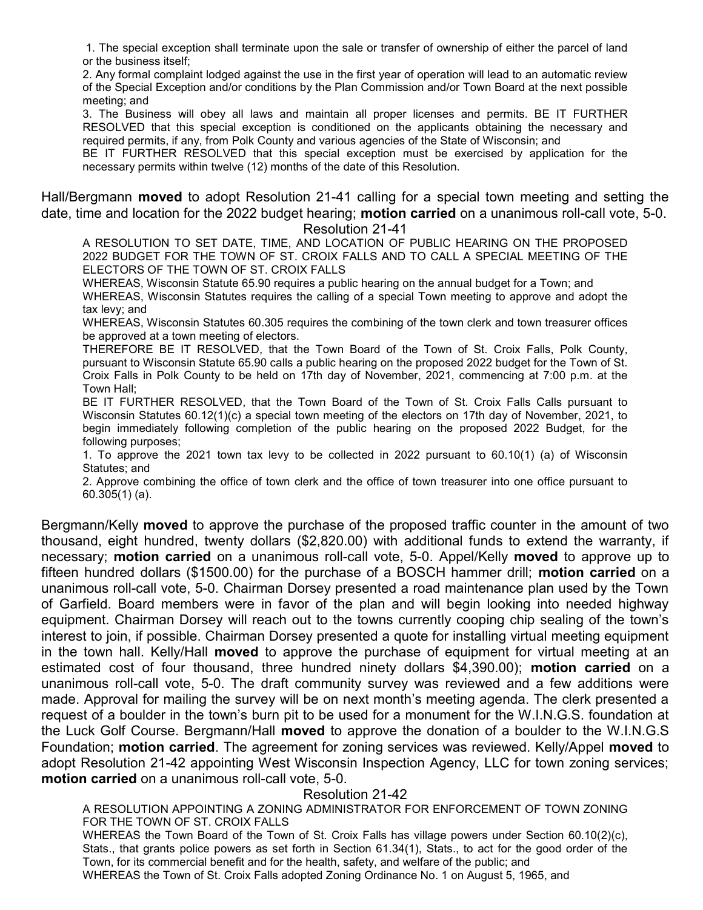1. The special exception shall terminate upon the sale or transfer of ownership of either the parcel of land or the business itself;

2. Any formal complaint lodged against the use in the first year of operation will lead to an automatic review of the Special Exception and/or conditions by the Plan Commission and/or Town Board at the next possible meeting; and

3. The Business will obey all laws and maintain all proper licenses and permits. BE IT FURTHER RESOLVED that this special exception is conditioned on the applicants obtaining the necessary and required permits, if any, from Polk County and various agencies of the State of Wisconsin; and

BE IT FURTHER RESOLVED that this special exception must be exercised by application for the necessary permits within twelve (12) months of the date of this Resolution.

Hall/Bergmann **moved** to adopt Resolution 21-41 calling for a special town meeting and setting the date, time and location for the 2022 budget hearing; **motion carried** on a unanimous roll-call vote, 5-0.

Resolution 21-41

A RESOLUTION TO SET DATE, TIME, AND LOCATION OF PUBLIC HEARING ON THE PROPOSED 2022 BUDGET FOR THE TOWN OF ST. CROIX FALLS AND TO CALL A SPECIAL MEETING OF THE ELECTORS OF THE TOWN OF ST. CROIX FALLS

WHEREAS, Wisconsin Statute 65.90 requires a public hearing on the annual budget for a Town; and

WHEREAS, Wisconsin Statutes requires the calling of a special Town meeting to approve and adopt the tax levy; and

WHEREAS, Wisconsin Statutes 60.305 requires the combining of the town clerk and town treasurer offices be approved at a town meeting of electors.

THEREFORE BE IT RESOLVED, that the Town Board of the Town of St. Croix Falls, Polk County, pursuant to Wisconsin Statute 65.90 calls a public hearing on the proposed 2022 budget for the Town of St. Croix Falls in Polk County to be held on 17th day of November, 2021, commencing at 7:00 p.m. at the Town Hall;

BE IT FURTHER RESOLVED, that the Town Board of the Town of St. Croix Falls Calls pursuant to Wisconsin Statutes 60.12(1)(c) a special town meeting of the electors on 17th day of November, 2021, to begin immediately following completion of the public hearing on the proposed 2022 Budget, for the following purposes;

1. To approve the 2021 town tax levy to be collected in 2022 pursuant to 60.10(1) (a) of Wisconsin Statutes; and

2. Approve combining the office of town clerk and the office of town treasurer into one office pursuant to 60.305(1) (a).

Bergmann/Kelly **moved** to approve the purchase of the proposed traffic counter in the amount of two thousand, eight hundred, twenty dollars ($2,820.00) with additional funds to extend the warranty, if necessary; **motion carried** on a unanimous roll-call vote, 5-0. Appel/Kelly **moved** to approve up to fifteen hundred dollars ($1500.00) for the purchase of a BOSCH hammer drill; **motion carried** on a unanimous roll-call vote, 5-0. Chairman Dorsey presented a road maintenance plan used by the Town of Garfield. Board members were in favor of the plan and will begin looking into needed highway equipment. Chairman Dorsey will reach out to the towns currently cooping chip sealing of the town's interest to join, if possible. Chairman Dorsey presented a quote for installing virtual meeting equipment in the town hall. Kelly/Hall **moved** to approve the purchase of equipment for virtual meeting at an estimated cost of four thousand, three hundred ninety dollars $4,390.00); **motion carried** on a unanimous roll-call vote, 5-0. The draft community survey was reviewed and a few additions were made. Approval for mailing the survey will be on next month's meeting agenda. The clerk presented a request of a boulder in the town's burn pit to be used for a monument for the W.I.N.G.S. foundation at the Luck Golf Course. Bergmann/Hall **moved** to approve the donation of a boulder to the W.I.N.G.S Foundation; **motion carried**. The agreement for zoning services was reviewed. Kelly/Appel **moved** to adopt Resolution 21-42 appointing West Wisconsin Inspection Agency, LLC for town zoning services; **motion carried** on a unanimous roll-call vote, 5-0.

Resolution 21-42

A RESOLUTION APPOINTING A ZONING ADMINISTRATOR FOR ENFORCEMENT OF TOWN ZONING FOR THE TOWN OF ST. CROIX FALLS

WHEREAS the Town Board of the Town of St. Croix Falls has village powers under Section 60.10(2)(c), Stats., that grants police powers as set forth in Section 61.34(1), Stats., to act for the good order of the Town, for its commercial benefit and for the health, safety, and welfare of the public; and

WHEREAS the Town of St. Croix Falls adopted Zoning Ordinance No. 1 on August 5, 1965, and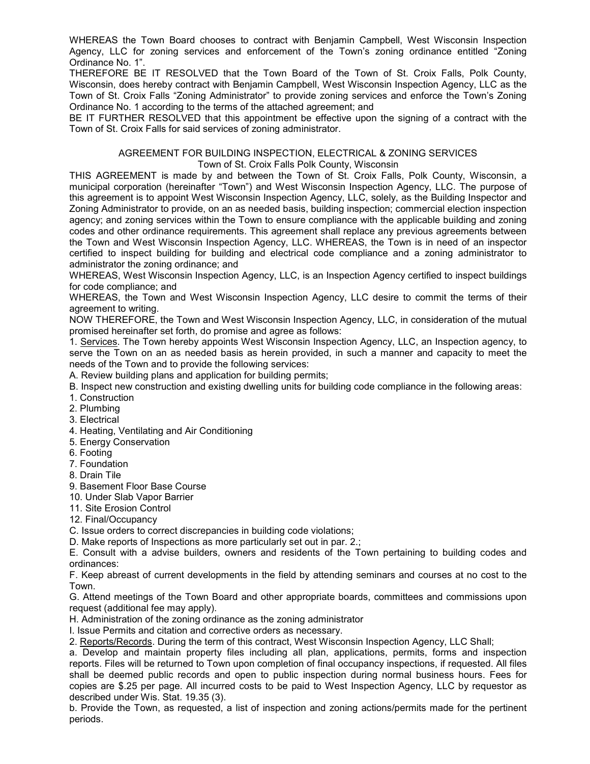WHEREAS the Town Board chooses to contract with Benjamin Campbell, West Wisconsin Inspection Agency, LLC for zoning services and enforcement of the Town's zoning ordinance entitled "Zoning Ordinance No. 1".

THEREFORE BE IT RESOLVED that the Town Board of the Town of St. Croix Falls, Polk County, Wisconsin, does hereby contract with Benjamin Campbell, West Wisconsin Inspection Agency, LLC as the Town of St. Croix Falls "Zoning Administrator" to provide zoning services and enforce the Town's Zoning Ordinance No. 1 according to the terms of the attached agreement; and

BE IT FURTHER RESOLVED that this appointment be effective upon the signing of a contract with the Town of St. Croix Falls for said services of zoning administrator.

## AGREEMENT FOR BUILDING INSPECTION, ELECTRICAL & ZONING SERVICES

Town of St. Croix Falls Polk County, Wisconsin

THIS AGREEMENT is made by and between the Town of St. Croix Falls, Polk County, Wisconsin, a municipal corporation (hereinafter "Town") and West Wisconsin Inspection Agency, LLC. The purpose of this agreement is to appoint West Wisconsin Inspection Agency, LLC, solely, as the Building Inspector and Zoning Administrator to provide, on an as needed basis, building inspection; commercial election inspection agency; and zoning services within the Town to ensure compliance with the applicable building and zoning codes and other ordinance requirements. This agreement shall replace any previous agreements between the Town and West Wisconsin Inspection Agency, LLC. WHEREAS, the Town is in need of an inspector certified to inspect building for building and electrical code compliance and a zoning administrator to administrator the zoning ordinance; and

WHEREAS, West Wisconsin Inspection Agency, LLC, is an Inspection Agency certified to inspect buildings for code compliance; and

WHEREAS, the Town and West Wisconsin Inspection Agency, LLC desire to commit the terms of their agreement to writing.

NOW THEREFORE, the Town and West Wisconsin Inspection Agency, LLC, in consideration of the mutual promised hereinafter set forth, do promise and agree as follows:

1. Services. The Town hereby appoints West Wisconsin Inspection Agency, LLC, an Inspection agency, to serve the Town on an as needed basis as herein provided, in such a manner and capacity to meet the needs of the Town and to provide the following services:

A. Review building plans and application for building permits;

B. Inspect new construction and existing dwelling units for building code compliance in the following areas:

1. Construction
2. Plumbing
3. Electrical
4. Heating, Ventilating and Air Conditioning
5. Energy Conservation
6. Footing
7. Foundation
8. Drain Tile
9. Basement Floor Base Course
10. Under Slab Vapor Barrier
11. Site Erosion Control
12. Final/Occupancy

C. Issue orders to correct discrepancies in building code violations;

D. Make reports of Inspections as more particularly set out in par. 2.;

E. Consult with a advise builders, owners and residents of the Town pertaining to building codes and ordinances:

F. Keep abreast of current developments in the field by attending seminars and courses at no cost to the Town.

G. Attend meetings of the Town Board and other appropriate boards, committees and commissions upon request (additional fee may apply).

H. Administration of the zoning ordinance as the zoning administrator

I. Issue Permits and citation and corrective orders as necessary.

2. Reports/Records. During the term of this contract, West Wisconsin Inspection Agency, LLC Shall;

a. Develop and maintain property files including all plan, applications, permits, forms and inspection reports. Files will be returned to Town upon completion of final occupancy inspections, if requested. All files shall be deemed public records and open to public inspection during normal business hours. Fees for copies are $.25 per page. All incurred costs to be paid to West Inspection Agency, LLC by requestor as described under Wis. Stat. 19.35 (3).

b. Provide the Town, as requested, a list of inspection and zoning actions/permits made for the pertinent periods.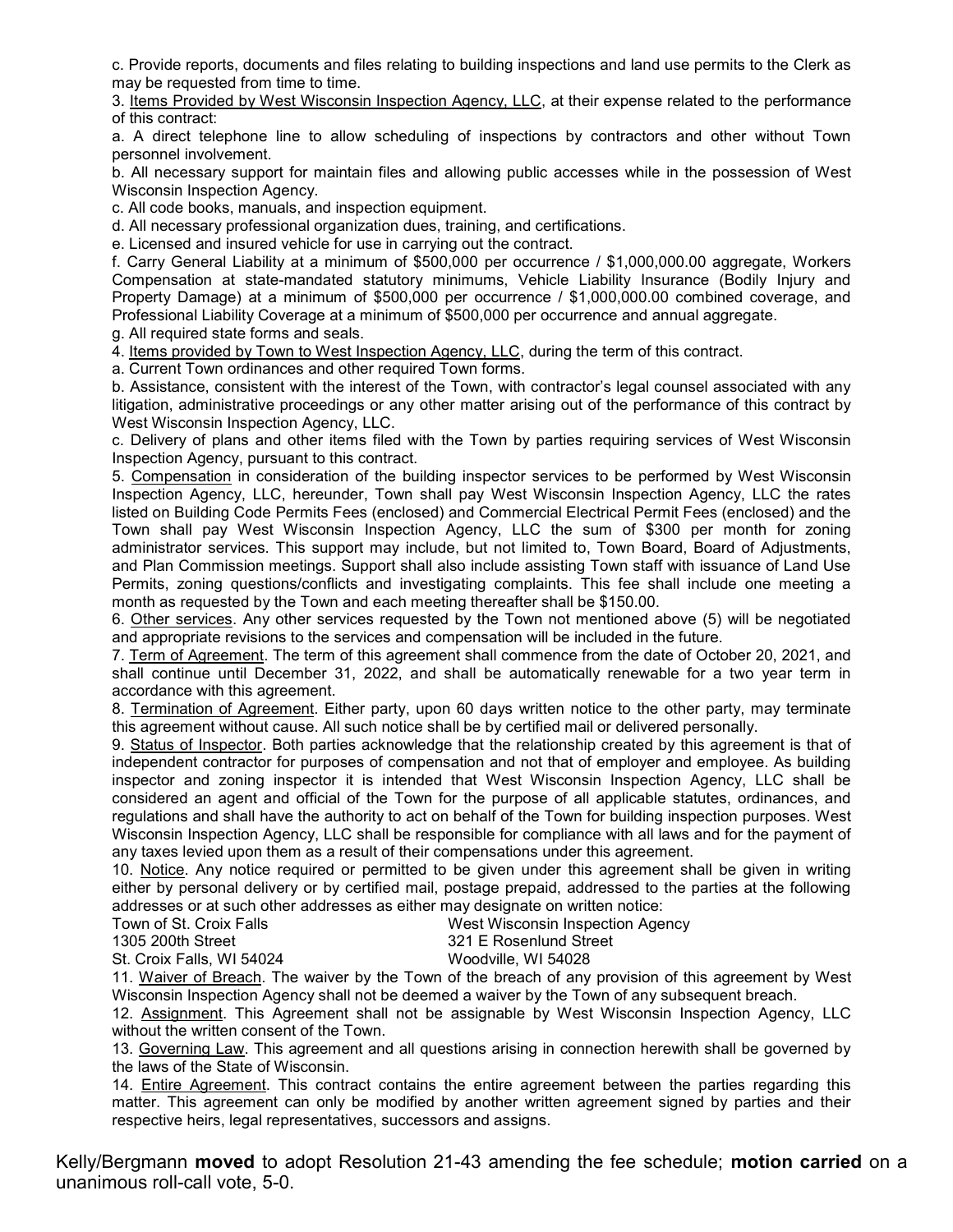c. Provide reports, documents and files relating to building inspections and land use permits to the Clerk as may be requested from time to time.

3. Items Provided by West Wisconsin Inspection Agency, LLC, at their expense related to the performance of this contract:

a. A direct telephone line to allow scheduling of inspections by contractors and other without Town personnel involvement.

b. All necessary support for maintain files and allowing public accesses while in the possession of West Wisconsin Inspection Agency.

c. All code books, manuals, and inspection equipment.

d. All necessary professional organization dues, training, and certifications.

e. Licensed and insured vehicle for use in carrying out the contract.

f. Carry General Liability at a minimum of $500,000 per occurrence / $1,000,000.00 aggregate, Workers Compensation at state-mandated statutory minimums, Vehicle Liability Insurance (Bodily Injury and Property Damage) at a minimum of $500,000 per occurrence / $1,000,000.00 combined coverage, and Professional Liability Coverage at a minimum of $500,000 per occurrence and annual aggregate.

g. All required state forms and seals.

4. Items provided by Town to West Inspection Agency, LLC, during the term of this contract.

a. Current Town ordinances and other required Town forms.

b. Assistance, consistent with the interest of the Town, with contractor's legal counsel associated with any litigation, administrative proceedings or any other matter arising out of the performance of this contract by West Wisconsin Inspection Agency, LLC.

c. Delivery of plans and other items filed with the Town by parties requiring services of West Wisconsin Inspection Agency, pursuant to this contract.

5. Compensation in consideration of the building inspector services to be performed by West Wisconsin Inspection Agency, LLC, hereunder, Town shall pay West Wisconsin Inspection Agency, LLC the rates listed on Building Code Permits Fees (enclosed) and Commercial Electrical Permit Fees (enclosed) and the Town shall pay West Wisconsin Inspection Agency, LLC the sum of $300 per month for zoning administrator services. This support may include, but not limited to, Town Board, Board of Adjustments, and Plan Commission meetings. Support shall also include assisting Town staff with issuance of Land Use Permits, zoning questions/conflicts and investigating complaints. This fee shall include one meeting a month as requested by the Town and each meeting thereafter shall be $150.00.

6. Other services. Any other services requested by the Town not mentioned above (5) will be negotiated and appropriate revisions to the services and compensation will be included in the future.

7. Term of Agreement. The term of this agreement shall commence from the date of October 20, 2021, and shall continue until December 31, 2022, and shall be automatically renewable for a two year term in accordance with this agreement.

8. Termination of Agreement. Either party, upon 60 days written notice to the other party, may terminate this agreement without cause. All such notice shall be by certified mail or delivered personally.

9. Status of Inspector. Both parties acknowledge that the relationship created by this agreement is that of independent contractor for purposes of compensation and not that of employer and employee. As building inspector and zoning inspector it is intended that West Wisconsin Inspection Agency, LLC shall be considered an agent and official of the Town for the purpose of all applicable statutes, ordinances, and regulations and shall have the authority to act on behalf of the Town for building inspection purposes. West Wisconsin Inspection Agency, LLC shall be responsible for compliance with all laws and for the payment of any taxes levied upon them as a result of their compensations under this agreement.

10. Notice. Any notice required or permitted to be given under this agreement shall be given in writing either by personal delivery or by certified mail, postage prepaid, addressed to the parties at the following addresses or at such other addresses as either may designate on written notice:

Town of St. Croix Falls
1305 200th Street
St. Croix Falls, WI 54024

West Wisconsin Inspection Agency
321 E Rosenlund Street
Woodville, WI 54028

11. Waiver of Breach. The waiver by the Town of the breach of any provision of this agreement by West Wisconsin Inspection Agency shall not be deemed a waiver by the Town of any subsequent breach.

12. Assignment. This Agreement shall not be assignable by West Wisconsin Inspection Agency, LLC without the written consent of the Town.

13. Governing Law. This agreement and all questions arising in connection herewith shall be governed by the laws of the State of Wisconsin.

14. Entire Agreement. This contract contains the entire agreement between the parties regarding this matter. This agreement can only be modified by another written agreement signed by parties and their respective heirs, legal representatives, successors and assigns.

Kelly/Bergmann **moved** to adopt Resolution 21-43 amending the fee schedule; **motion carried** on a unanimous roll-call vote, 5-0.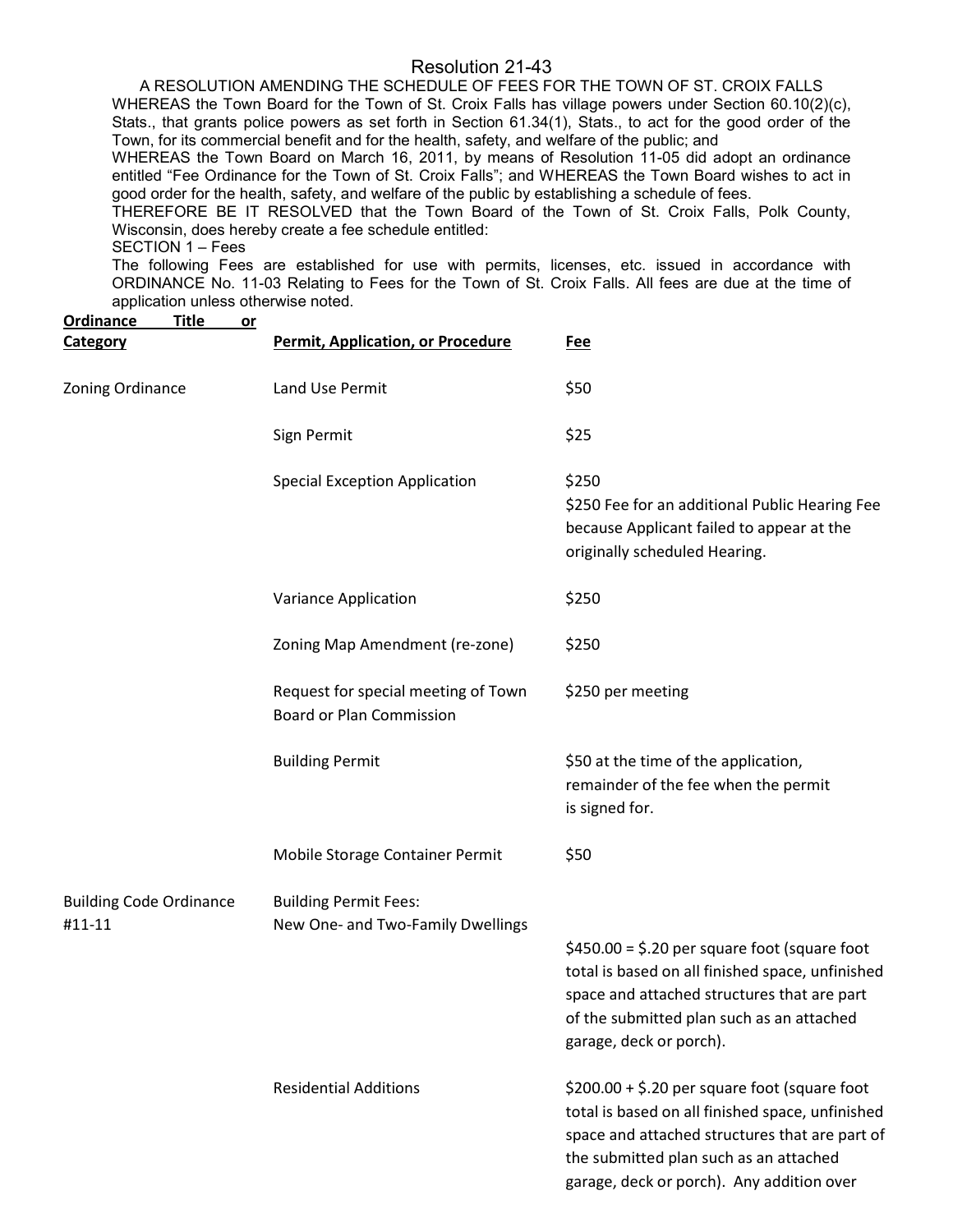# Resolution 21-43

A RESOLUTION AMENDING THE SCHEDULE OF FEES FOR THE TOWN OF ST. CROIX FALLS

WHEREAS the Town Board for the Town of St. Croix Falls has village powers under Section 60.10(2)(c), Stats., that grants police powers as set forth in Section 61.34(1), Stats., to act for the good order of the Town, for its commercial benefit and for the health, safety, and welfare of the public; and

WHEREAS the Town Board on March 16, 2011, by means of Resolution 11-05 did adopt an ordinance entitled "Fee Ordinance for the Town of St. Croix Falls"; and WHEREAS the Town Board wishes to act in good order for the health, safety, and welfare of the public by establishing a schedule of fees.

THEREFORE BE IT RESOLVED that the Town Board of the Town of St. Croix Falls, Polk County, Wisconsin, does hereby create a fee schedule entitled:

SECTION 1 – Fees

The following Fees are established for use with permits, licenses, etc. issued in accordance with ORDINANCE No. 11-03 Relating to Fees for the Town of St. Croix Falls. All fees are due at the time of application unless otherwise noted.

| **Ordinance Title or Category** | **Permit, Application, or Procedure** | **Fee** |
|---|---|---|
| Zoning Ordinance | Land Use Permit | $50 |
| | Sign Permit | $25 |
| | Special Exception Application | $250<br>$250 Fee for an additional Public Hearing Fee because Applicant failed to appear at the originally scheduled Hearing. |
| | Variance Application | $250 |
| | Zoning Map Amendment (re-zone) | $250 |
| | Request for special meeting of Town Board or Plan Commission | $250 per meeting |
| | Building Permit | $50 at the time of the application, remainder of the fee when the permit is signed for. |
| | Mobile Storage Container Permit | $50 |
| Building Code Ordinance #11-11 | Building Permit Fees:<br>New One- and Two-Family Dwellings | $450.00 = $.20 per square foot (square foot total is based on all finished space, unfinished space and attached structures that are part of the submitted plan such as an attached garage, deck or porch). |
| | Residential Additions | $200.00 + $.20 per square foot (square foot total is based on all finished space, unfinished space and attached structures that are part of the submitted plan such as an attached garage, deck or porch). Any addition over |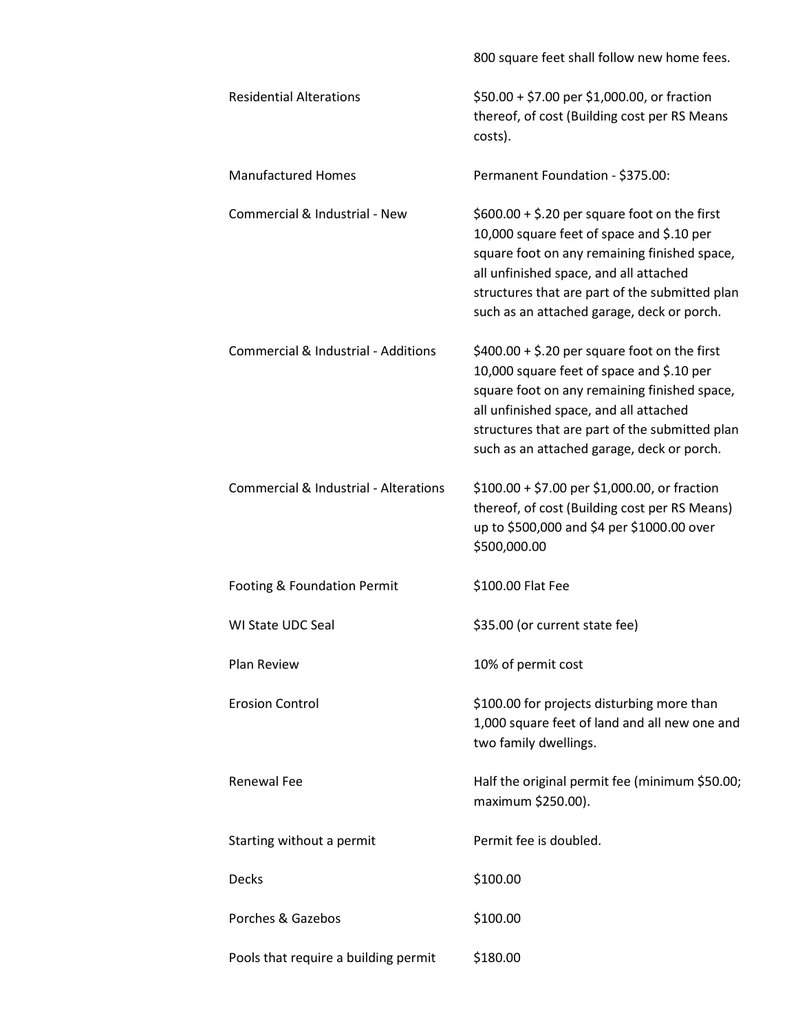| | |
|---|---|
| | 800 square feet shall follow new home fees. |
| Residential Alterations | $50.00 + $7.00 per $1,000.00, or fraction thereof, of cost (Building cost per RS Means costs). |
| Manufactured Homes | Permanent Foundation - $375.00: |
| Commercial & Industrial - New | $600.00 + $.20 per square foot on the first 10,000 square feet of space and $.10 per square foot on any remaining finished space, all unfinished space, and all attached structures that are part of the submitted plan such as an attached garage, deck or porch. |
| Commercial & Industrial - Additions | $400.00 + $.20 per square foot on the first 10,000 square feet of space and $.10 per square foot on any remaining finished space, all unfinished space, and all attached structures that are part of the submitted plan such as an attached garage, deck or porch. |
| Commercial & Industrial - Alterations | $100.00 + $7.00 per $1,000.00, or fraction thereof, of cost (Building cost per RS Means) up to $500,000 and $4 per $1000.00 over $500,000.00 |
| Footing & Foundation Permit | $100.00 Flat Fee |
| WI State UDC Seal | $35.00 (or current state fee) |
| Plan Review | 10% of permit cost |
| Erosion Control | $100.00 for projects disturbing more than 1,000 square feet of land and all new one and two family dwellings. |
| Renewal Fee | Half the original permit fee (minimum $50.00; maximum $250.00). |
| Starting without a permit | Permit fee is doubled. |
| Decks | $100.00 |
| Porches & Gazebos | $100.00 |
| Pools that require a building permit | $180.00 |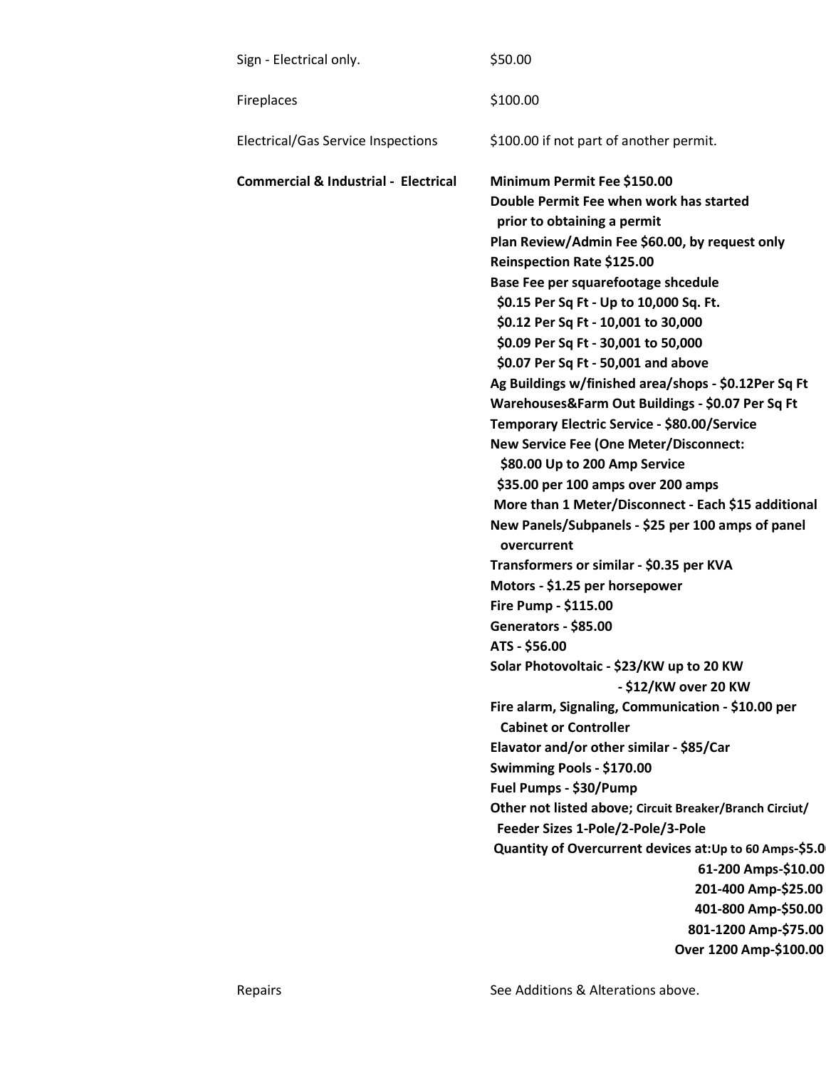| | |
|---|---|
| Sign - Electrical only. | $50.00 |
| Fireplaces | $100.00 |
| Electrical/Gas Service Inspections | $100.00 if not part of another permit. |
| **Commercial & Industrial - Electrical** | **Minimum Permit Fee $150.00**<br>**Double Permit Fee when work has started prior to obtaining a permit**<br>**Plan Review/Admin Fee $60.00, by request only**<br>**Reinspection Rate $125.00**<br>**Base Fee per squarefootage shcedule**<br>**$0.15 Per Sq Ft - Up to 10,000 Sq. Ft.**<br>**$0.12 Per Sq Ft - 10,001 to 30,000**<br>**$0.09 Per Sq Ft - 30,001 to 50,000**<br>**$0.07 Per Sq Ft - 50,001 and above**<br>**Ag Buildings w/finished area/shops - $0.12Per Sq Ft**<br>**Warehouses&Farm Out Buildings - $0.07 Per Sq Ft**<br>**Temporary Electric Service - $80.00/Service**<br>**New Service Fee (One Meter/Disconnect:**<br>**$80.00 Up to 200 Amp Service**<br>**$35.00 per 100 amps over 200 amps**<br>**More than 1 Meter/Disconnect - Each $15 additional**<br>**New Panels/Subpanels - $25 per 100 amps of panel overcurrent**<br>**Transformers or similar - $0.35 per KVA**<br>**Motors - $1.25 per horsepower**<br>**Fire Pump - $115.00**<br>**Generators - $85.00**<br>**ATS - $56.00**<br>**Solar Photovoltaic - $23/KW up to 20 KW**<br>**- $12/KW over 20 KW**<br>**Fire alarm, Signaling, Communication - $10.00 per Cabinet or Controller**<br>**Elavator and/or other similar - $85/Car**<br>**Swimming Pools - $170.00**<br>**Fuel Pumps - $30/Pump**<br>**Other not listed above; Circuit Breaker/Branch Circiut/ Feeder Sizes 1-Pole/2-Pole/3-Pole**<br>**Quantity of Overcurrent devices at: Up to 60 Amps-$5.0**<br>**61-200 Amps-$10.00**<br>**201-400 Amp-$25.00**<br>**401-800 Amp-$50.00**<br>**801-1200 Amp-$75.00**<br>**Over 1200 Amp-$100.00** |
| Repairs | See Additions & Alterations above. |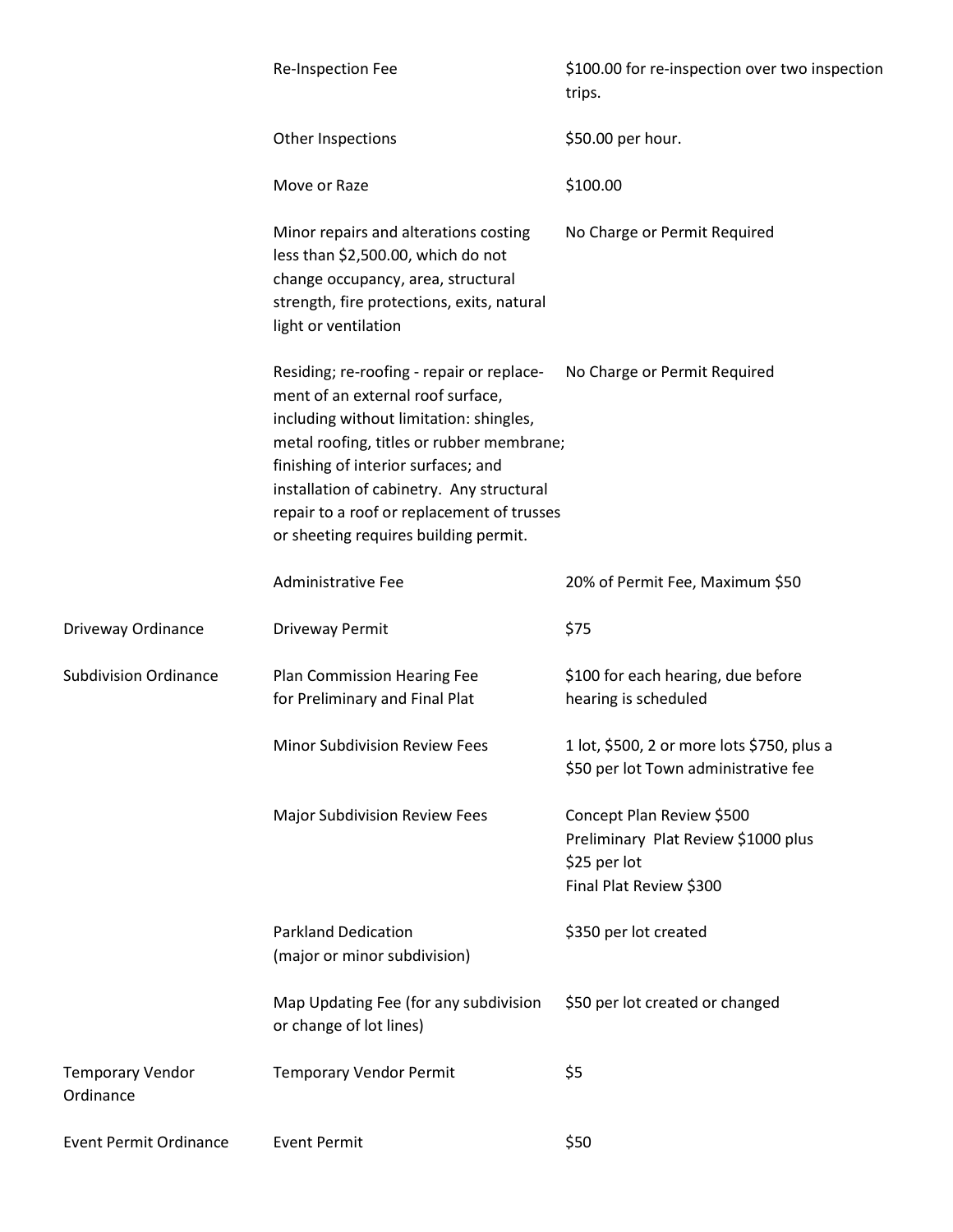| | | |
|---|---|---|
| | Re-Inspection Fee | $100.00 for re-inspection over two inspection trips. |
| | Other Inspections | $50.00 per hour. |
| | Move or Raze | $100.00 |
| | Minor repairs and alterations costing less than $2,500.00, which do not change occupancy, area, structural strength, fire protections, exits, natural light or ventilation | No Charge or Permit Required |
| | Residing; re-roofing - repair or replace-ment of an external roof surface, including without limitation: shingles, metal roofing, titles or rubber membrane; finishing of interior surfaces; and installation of cabinetry. Any structural repair to a roof or replacement of trusses or sheeting requires building permit. | No Charge or Permit Required |
| | Administrative Fee | 20% of Permit Fee, Maximum $50 |
| Driveway Ordinance | Driveway Permit | $75 |
| Subdivision Ordinance | Plan Commission Hearing Fee for Preliminary and Final Plat | $100 for each hearing, due before hearing is scheduled |
| | Minor Subdivision Review Fees | 1 lot, $500, 2 or more lots $750, plus a $50 per lot Town administrative fee |
| | Major Subdivision Review Fees | Concept Plan Review $500<br>Preliminary Plat Review $1000 plus $25 per lot<br>Final Plat Review $300 |
| | Parkland Dedication (major or minor subdivision) | $350 per lot created |
| | Map Updating Fee (for any subdivision or change of lot lines) | $50 per lot created or changed |
| Temporary Vendor Ordinance | Temporary Vendor Permit | $5 |
| Event Permit Ordinance | Event Permit | $50 |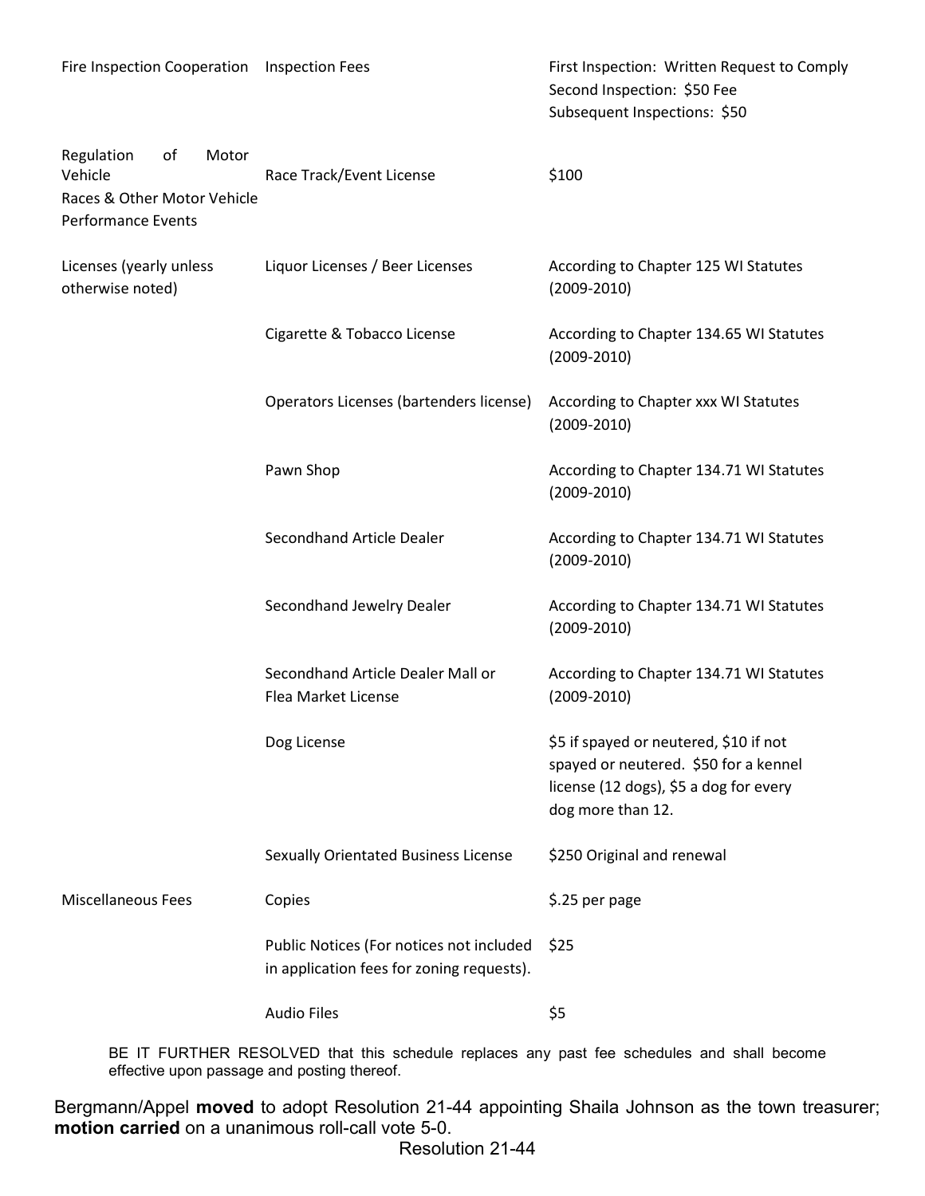| | | |
|---|---|---|
| Fire Inspection Cooperation | Inspection Fees | First Inspection: Written Request to Comply<br>Second Inspection: $50 Fee<br>Subsequent Inspections: $50 |
| Regulation of Motor Vehicle Races & Other Motor Vehicle Performance Events | Race Track/Event License | $100 |
| Licenses (yearly unless otherwise noted) | Liquor Licenses / Beer Licenses | According to Chapter 125 WI Statutes (2009-2010) |
| | Cigarette & Tobacco License | According to Chapter 134.65 WI Statutes (2009-2010) |
| | Operators Licenses (bartenders license) | According to Chapter xxx WI Statutes (2009-2010) |
| | Pawn Shop | According to Chapter 134.71 WI Statutes (2009-2010) |
| | Secondhand Article Dealer | According to Chapter 134.71 WI Statutes (2009-2010) |
| | Secondhand Jewelry Dealer | According to Chapter 134.71 WI Statutes (2009-2010) |
| | Secondhand Article Dealer Mall or Flea Market License | According to Chapter 134.71 WI Statutes (2009-2010) |
| | Dog License | $5 if spayed or neutered, $10 if not spayed or neutered. $50 for a kennel license (12 dogs), $5 a dog for every dog more than 12. |
| | Sexually Orientated Business License | $250 Original and renewal |
| Miscellaneous Fees | Copies | $.25 per page |
| | Public Notices (For notices not included in application fees for zoning requests). | $25 |
| | Audio Files | $5 |

BE IT FURTHER RESOLVED that this schedule replaces any past fee schedules and shall become effective upon passage and posting thereof.

Bergmann/Appel **moved** to adopt Resolution 21-44 appointing Shaila Johnson as the town treasurer; **motion carried** on a unanimous roll-call vote 5-0.

Resolution 21-44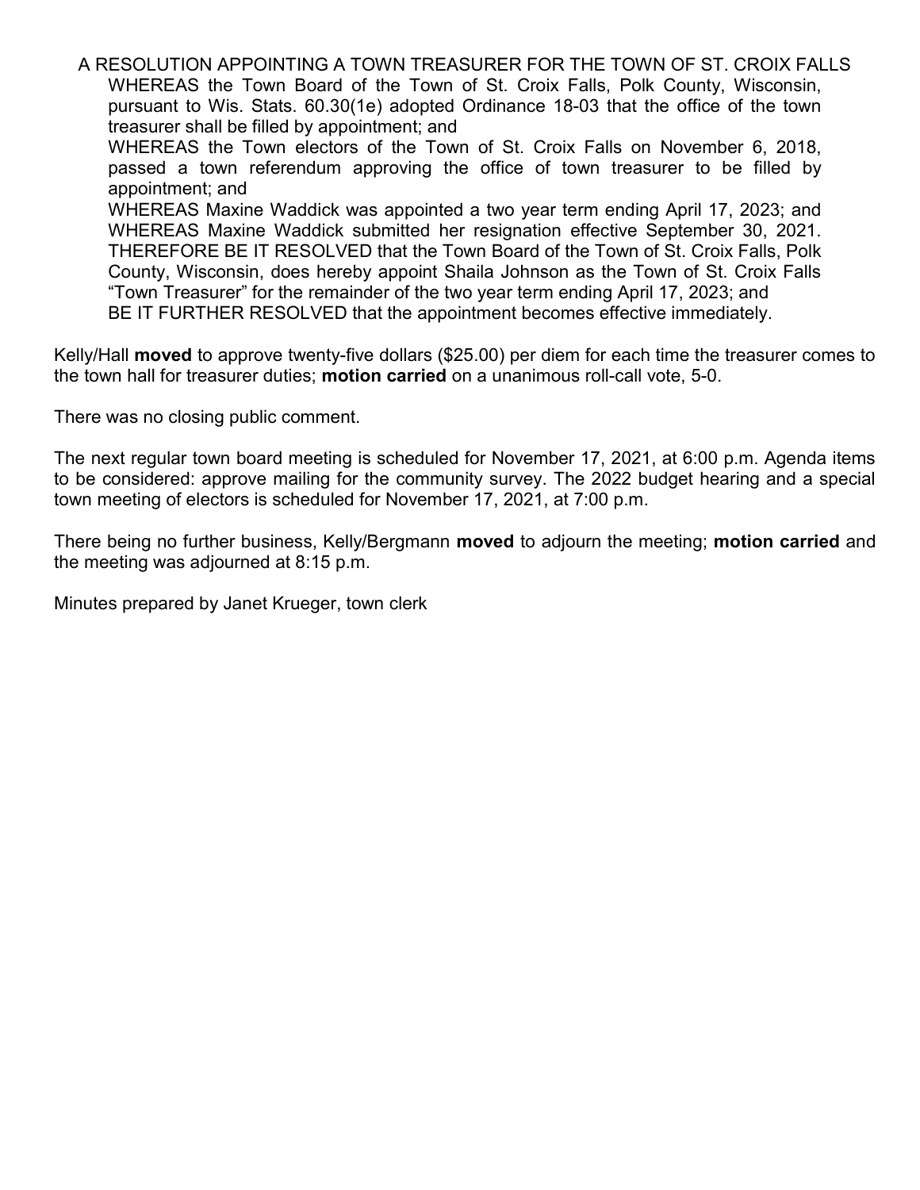A RESOLUTION APPOINTING A TOWN TREASURER FOR THE TOWN OF ST. CROIX FALLS

WHEREAS the Town Board of the Town of St. Croix Falls, Polk County, Wisconsin, pursuant to Wis. Stats. 60.30(1e) adopted Ordinance 18-03 that the office of the town treasurer shall be filled by appointment; and

WHEREAS the Town electors of the Town of St. Croix Falls on November 6, 2018, passed a town referendum approving the office of town treasurer to be filled by appointment; and

WHEREAS Maxine Waddick was appointed a two year term ending April 17, 2023; and

WHEREAS Maxine Waddick submitted her resignation effective September 30, 2021.

THEREFORE BE IT RESOLVED that the Town Board of the Town of St. Croix Falls, Polk County, Wisconsin, does hereby appoint Shaila Johnson as the Town of St. Croix Falls "Town Treasurer" for the remainder of the two year term ending April 17, 2023; and

BE IT FURTHER RESOLVED that the appointment becomes effective immediately.

Kelly/Hall **moved** to approve twenty-five dollars ($25.00) per diem for each time the treasurer comes to the town hall for treasurer duties; **motion carried** on a unanimous roll-call vote, 5-0.

There was no closing public comment.

The next regular town board meeting is scheduled for November 17, 2021, at 6:00 p.m. Agenda items to be considered: approve mailing for the community survey. The 2022 budget hearing and a special town meeting of electors is scheduled for November 17, 2021, at 7:00 p.m.

There being no further business, Kelly/Bergmann **moved** to adjourn the meeting; **motion carried** and the meeting was adjourned at 8:15 p.m.

Minutes prepared by Janet Krueger, town clerk